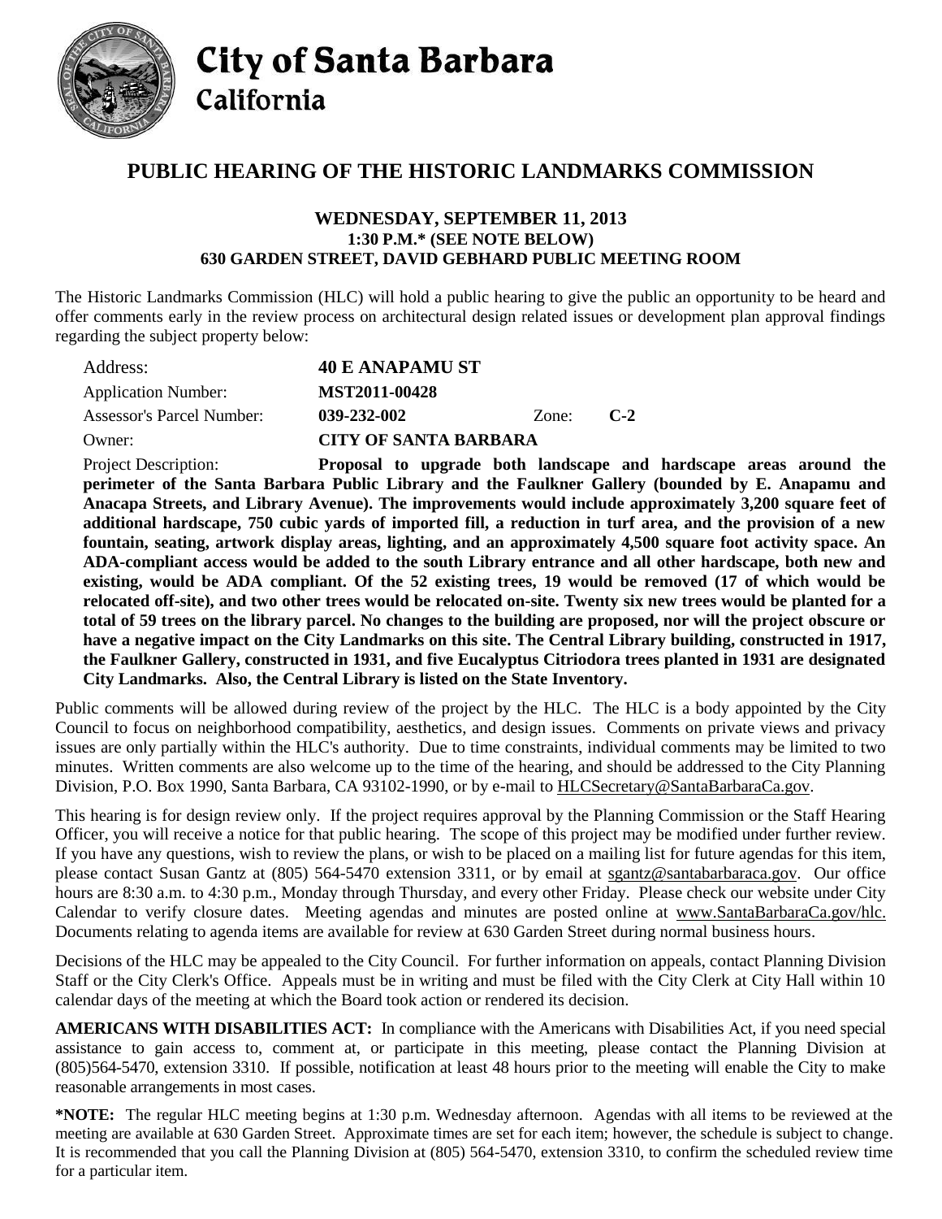# City of Santa Barbara
## California

## PUBLIC HEARING OF THE HISTORIC LANDMARKS COMMISSION

**WEDNESDAY, SEPTEMBER 11, 2013**
**1:30 P.M.* (SEE NOTE BELOW)**
**630 GARDEN STREET, DAVID GEBHARD PUBLIC MEETING ROOM**

The Historic Landmarks Commission (HLC) will hold a public hearing to give the public an opportunity to be heard and offer comments early in the review process on architectural design related issues or development plan approval findings regarding the subject property below:

| | | | |
|---|---|---|---|
| Address: | **40 E ANAPAMU ST** | | |
| Application Number: | **MST2011-00428** | | |
| Assessor's Parcel Number: | **039-232-002** | Zone: | **C-2** |
| Owner: | **CITY OF SANTA BARBARA** | | |

Project Description: **Proposal to upgrade both landscape and hardscape areas around the perimeter of the Santa Barbara Public Library and the Faulkner Gallery (bounded by E. Anapamu and Anacapa Streets, and Library Avenue). The improvements would include approximately 3,200 square feet of additional hardscape, 750 cubic yards of imported fill, a reduction in turf area, and the provision of a new fountain, seating, artwork display areas, lighting, and an approximately 4,500 square foot activity space. An ADA-compliant access would be added to the south Library entrance and all other hardscape, both new and existing, would be ADA compliant. Of the 52 existing trees, 19 would be removed (17 of which would be relocated off-site), and two other trees would be relocated on-site. Twenty six new trees would be planted for a total of 59 trees on the library parcel. No changes to the building are proposed, nor will the project obscure or have a negative impact on the City Landmarks on this site. The Central Library building, constructed in 1917, the Faulkner Gallery, constructed in 1931, and five Eucalyptus Citriodora trees planted in 1931 are designated City Landmarks. Also, the Central Library is listed on the State Inventory.**

Public comments will be allowed during review of the project by the HLC. The HLC is a body appointed by the City Council to focus on neighborhood compatibility, aesthetics, and design issues. Comments on private views and privacy issues are only partially within the HLC's authority. Due to time constraints, individual comments may be limited to two minutes. Written comments are also welcome up to the time of the hearing, and should be addressed to the City Planning Division, P.O. Box 1990, Santa Barbara, CA 93102-1990, or by e-mail to HLCSecretary@SantaBarbaraCa.gov.

This hearing is for design review only. If the project requires approval by the Planning Commission or the Staff Hearing Officer, you will receive a notice for that public hearing. The scope of this project may be modified under further review. If you have any questions, wish to review the plans, or wish to be placed on a mailing list for future agendas for this item, please contact Susan Gantz at (805) 564-5470 extension 3311, or by email at sgantz@santabarbaraca.gov. Our office hours are 8:30 a.m. to 4:30 p.m., Monday through Thursday, and every other Friday. Please check our website under City Calendar to verify closure dates. Meeting agendas and minutes are posted online at www.SantaBarbaraCa.gov/hlc. Documents relating to agenda items are available for review at 630 Garden Street during normal business hours.

Decisions of the HLC may be appealed to the City Council. For further information on appeals, contact Planning Division Staff or the City Clerk's Office. Appeals must be in writing and must be filed with the City Clerk at City Hall within 10 calendar days of the meeting at which the Board took action or rendered its decision.

**AMERICANS WITH DISABILITIES ACT:** In compliance with the Americans with Disabilities Act, if you need special assistance to gain access to, comment at, or participate in this meeting, please contact the Planning Division at (805)564-5470, extension 3310. If possible, notification at least 48 hours prior to the meeting will enable the City to make reasonable arrangements in most cases.

**\*NOTE:** The regular HLC meeting begins at 1:30 p.m. Wednesday afternoon. Agendas with all items to be reviewed at the meeting are available at 630 Garden Street. Approximate times are set for each item; however, the schedule is subject to change. It is recommended that you call the Planning Division at (805) 564-5470, extension 3310, to confirm the scheduled review time for a particular item.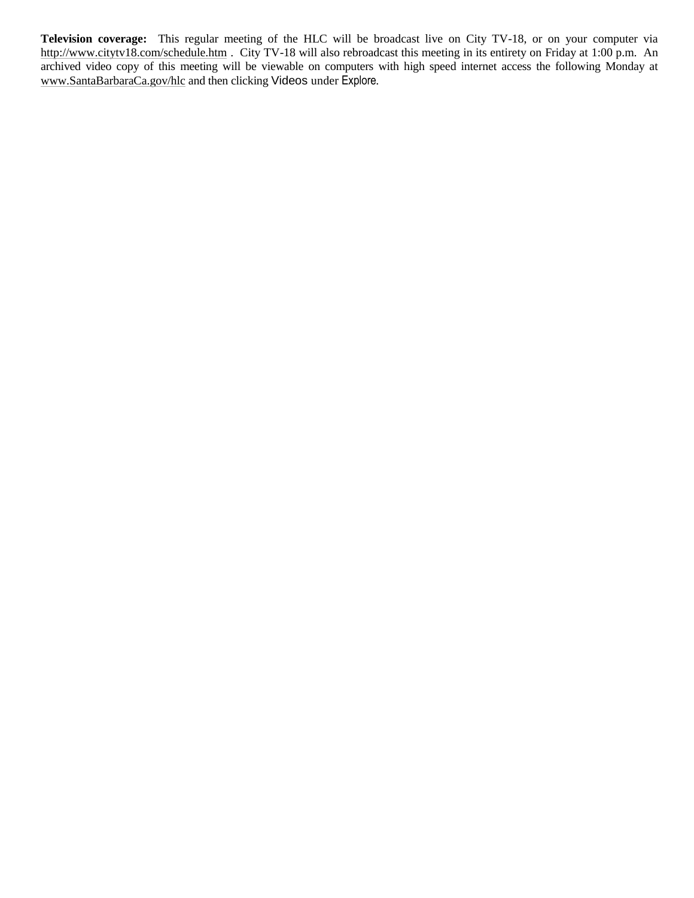**Television coverage:** This regular meeting of the HLC will be broadcast live on City TV-18, or on your computer via http://www.citytv18.com/schedule.htm . City TV-18 will also rebroadcast this meeting in its entirety on Friday at 1:00 p.m. An archived video copy of this meeting will be viewable on computers with high speed internet access the following Monday at www.SantaBarbaraCa.gov/hlc and then clicking Videos under Explore.